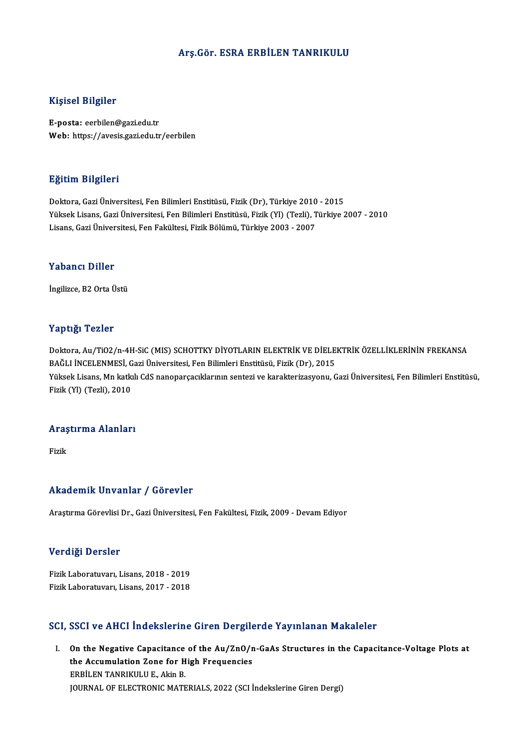# Arş.Gör. ESRA ERBİLEN TANRIKULU

## Kişisel Bilgiler

**E-posta:** eerbilen@gazi.edu.tr
**Web:** https://avesis.gazi.edu.tr/eerbilen

## Eğitim Bilgileri

Doktora, Gazi Üniversitesi, Fen Bilimleri Enstitüsü, Fizik (Dr), Türkiye 2010 - 2015
Yüksek Lisans, Gazi Üniversitesi, Fen Bilimleri Enstitüsü, Fizik (Yl) (Tezli), Türkiye 2007 - 2010
Lisans, Gazi Üniversitesi, Fen Fakültesi, Fizik Bölümü, Türkiye 2003 - 2007

## Yabancı Diller

İngilizce, B2 Orta Üstü

## Yaptığı Tezler

Doktora, Au/TiO2/n-4H-SiC (MIS) SCHOTTKY DİYOTLARIN ELEKTRİK VE DİELEKTRİK ÖZELLİKLERİNİN FREKANSA BAĞLI İNCELENMESİ, Gazi Üniversitesi, Fen Bilimleri Enstitüsü, Fizik (Dr), 2015
Yüksek Lisans, Mn katkılı CdS nanoparçacıklarının sentezi ve karakterizasyonu, Gazi Üniversitesi, Fen Bilimleri Enstitüsü, Fizik (Yl) (Tezli), 2010

## Araştırma Alanları

Fizik

## Akademik Unvanlar / Görevler

Araştırma Görevlisi Dr., Gazi Üniversitesi, Fen Fakültesi, Fizik, 2009 - Devam Ediyor

## Verdiği Dersler

Fizik Laboratuvarı, Lisans, 2018 - 2019
Fizik Laboratuvarı, Lisans, 2017 - 2018

## SCI, SSCI ve AHCI İndekslerine Giren Dergilerde Yayınlanan Makaleler

I. **On the Negative Capacitance of the Au/ZnO/n-GaAs Structures in the Capacitance-Voltage Plots at the Accumulation Zone for High Frequencies**
ERBİLEN TANRIKULU E., Akin B.
JOURNAL OF ELECTRONIC MATERIALS, 2022 (SCI İndekslerine Giren Dergi)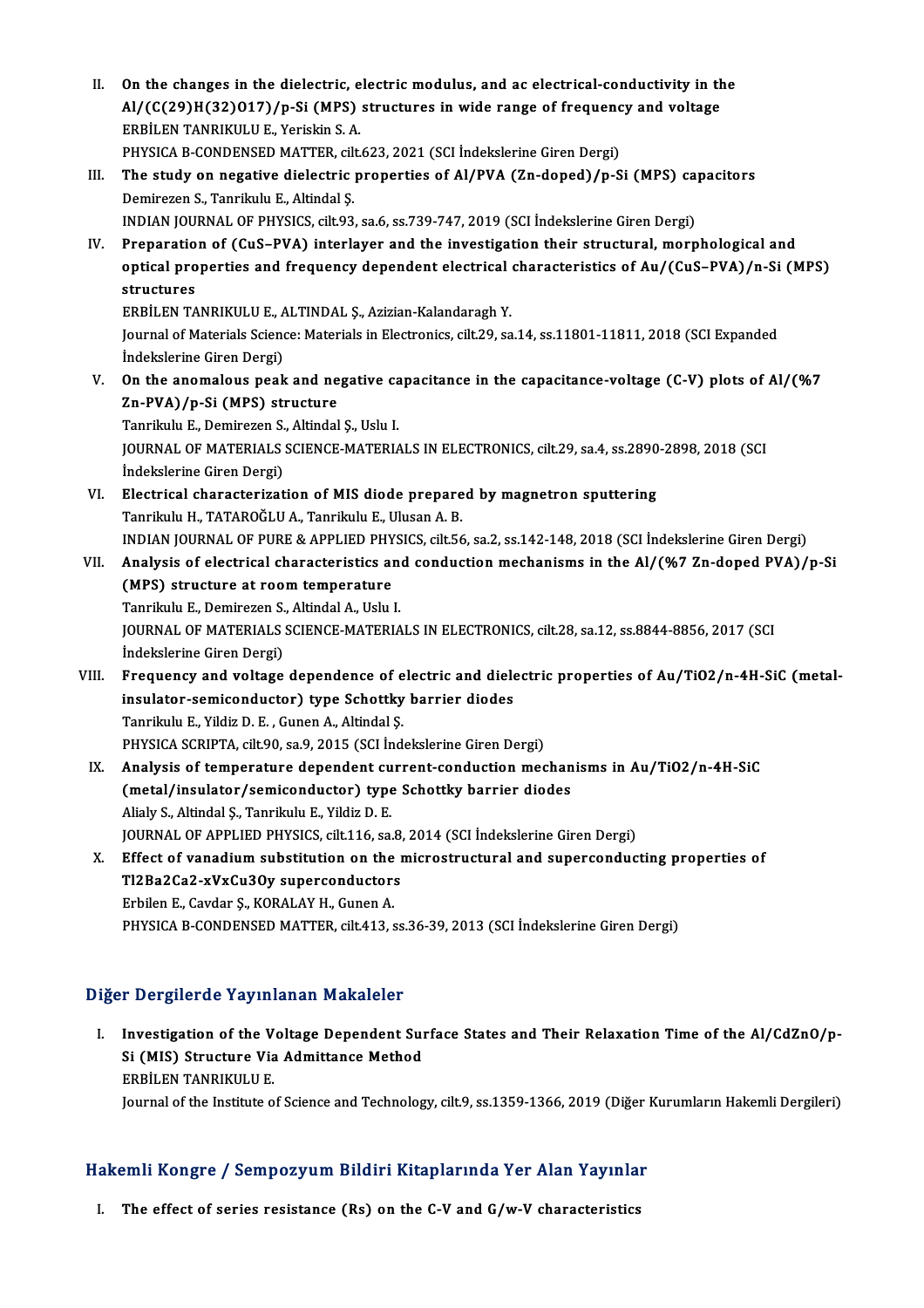II. **On the changes in the dielectric, electric modulus, and ac electrical-conductivity in the Al/(C(29)H(32)O17)/p-Si (MPS) structures in wide range of frequency and voltage**
ERBİLEN TANRIKULU E., Yeriskin S. A.
PHYSICA B-CONDENSED MATTER, cilt.623, 2021 (SCI İndekslerine Giren Dergi)

III. **The study on negative dielectric properties of Al/PVA (Zn-doped)/p-Si (MPS) capacitors**
Demirezen S., Tanrikulu E., Altindal Ş.
INDIAN JOURNAL OF PHYSICS, cilt.93, sa.6, ss.739-747, 2019 (SCI İndekslerine Giren Dergi)

IV. **Preparation of (CuS–PVA) interlayer and the investigation their structural, morphological and optical properties and frequency dependent electrical characteristics of Au/(CuS–PVA)/n-Si (MPS) structures**
ERBİLEN TANRIKULU E., ALTINDAL Ş., Azizian-Kalandaragh Y.
Journal of Materials Science: Materials in Electronics, cilt.29, sa.14, ss.11801-11811, 2018 (SCI Expanded İndekslerine Giren Dergi)

V. **On the anomalous peak and negative capacitance in the capacitance-voltage (C-V) plots of Al/(%7 Zn-PVA)/p-Si (MPS) structure**
Tanrikulu E., Demirezen S., Altindal Ş., Uslu I.
JOURNAL OF MATERIALS SCIENCE-MATERIALS IN ELECTRONICS, cilt.29, sa.4, ss.2890-2898, 2018 (SCI İndekslerine Giren Dergi)

VI. **Electrical characterization of MIS diode prepared by magnetron sputtering**
Tanrikulu H., TATAROĞLU A., Tanrikulu E., Ulusan A. B.
INDIAN JOURNAL OF PURE & APPLIED PHYSICS, cilt.56, sa.2, ss.142-148, 2018 (SCI İndekslerine Giren Dergi)

VII. **Analysis of electrical characteristics and conduction mechanisms in the Al/(%7 Zn-doped PVA)/p-Si (MPS) structure at room temperature**
Tanrikulu E., Demirezen S., Altindal A., Uslu I.
JOURNAL OF MATERIALS SCIENCE-MATERIALS IN ELECTRONICS, cilt.28, sa.12, ss.8844-8856, 2017 (SCI İndekslerine Giren Dergi)

VIII. **Frequency and voltage dependence of electric and dielectric properties of Au/TiO2/n-4H-SiC (metal-insulator-semiconductor) type Schottky barrier diodes**
Tanrikulu E., Yildiz D. E. , Gunen A., Altindal Ş.
PHYSICA SCRIPTA, cilt.90, sa.9, 2015 (SCI İndekslerine Giren Dergi)

IX. **Analysis of temperature dependent current-conduction mechanisms in Au/TiO2/n-4H-SiC (metal/insulator/semiconductor) type Schottky barrier diodes**
Alialy S., Altindal Ş., Tanrikulu E., Yildiz D. E.
JOURNAL OF APPLIED PHYSICS, cilt.116, sa.8, 2014 (SCI İndekslerine Giren Dergi)

X. **Effect of vanadium substitution on the microstructural and superconducting properties of Tl2Ba2Ca2-xVxCu3Oy superconductors**
Erbilen E., Cavdar Ş., KORALAY H., Gunen A.
PHYSICA B-CONDENSED MATTER, cilt.413, ss.36-39, 2013 (SCI İndekslerine Giren Dergi)

## Diğer Dergilerde Yayınlanan Makaleler

I. **Investigation of the Voltage Dependent Surface States and Their Relaxation Time of the Al/CdZnO/p-Si (MIS) Structure Via Admittance Method**
ERBİLEN TANRIKULU E.
Journal of the Institute of Science and Technology, cilt.9, ss.1359-1366, 2019 (Diğer Kurumların Hakemli Dergileri)

## Hakemli Kongre / Sempozyum Bildiri Kitaplarında Yer Alan Yayınlar

I. **The effect of series resistance (Rs) on the C-V and G/w-V characteristics**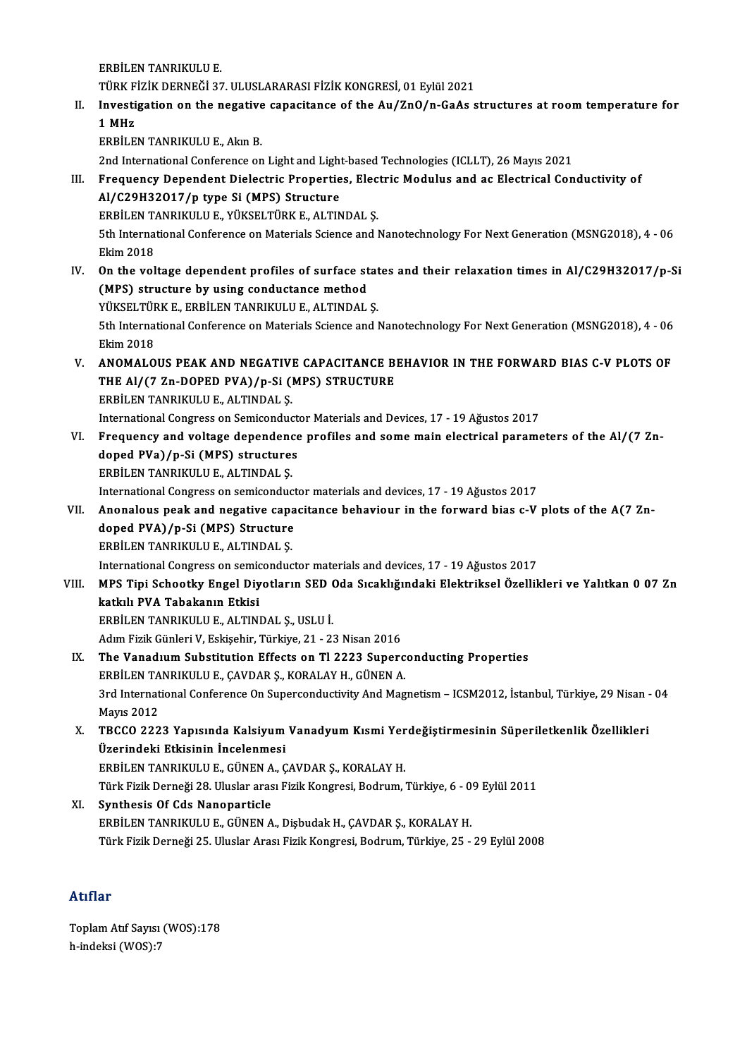ERBİLEN TANRIKULU E.

TÜRK FİZİK DERNEĞİ 37. ULUSLARARASI FİZİK KONGRESİ, 01 Eylül 2021

II. **Investigation on the negative capacitance of the Au/ZnO/n-GaAs structures at room temperature for 1 MHz**
    ERBİLEN TANRIKULU E., Akın B.
    2nd International Conference on Light and Light-based Technologies (ICLLT), 26 Mayıs 2021
III. **Frequency Dependent Dielectric Properties, Electric Modulus and ac Electrical Conductivity of Al/C29H32O17/p type Si (MPS) Structure**
    ERBİLEN TANRIKULU E., YÜKSELTÜRK E., ALTINDAL Ş.
    5th International Conference on Materials Science and Nanotechnology For Next Generation (MSNG2018), 4 - 06 Ekim 2018
IV. **On the voltage dependent profiles of surface states and their relaxation times in Al/C29H32O17/p-Si (MPS) structure by using conductance method**
    YÜKSELTÜRK E., ERBİLEN TANRIKULU E., ALTINDAL Ş.
    5th International Conference on Materials Science and Nanotechnology For Next Generation (MSNG2018), 4 - 06 Ekim 2018
V. **ANOMALOUS PEAK AND NEGATIVE CAPACITANCE BEHAVIOR IN THE FORWARD BIAS C-V PLOTS OF THE Al/(7 Zn-DOPED PVA)/p-Si (MPS) STRUCTURE**
    ERBİLEN TANRIKULU E., ALTINDAL Ş.
    International Congress on Semiconductor Materials and Devices, 17 - 19 Ağustos 2017
VI. **Frequency and voltage dependence profiles and some main electrical parameters of the Al/(7 Zn-doped PVa)/p-Si (MPS) structures**
    ERBİLEN TANRIKULU E., ALTINDAL Ş.
    International Congress on semiconductor materials and devices, 17 - 19 Ağustos 2017
VII. **Anonalous peak and negative capacitance behaviour in the forward bias c-V plots of the A(7 Zn-doped PVA)/p-Si (MPS) Structure**
    ERBİLEN TANRIKULU E., ALTINDAL Ş.
    International Congress on semiconductor materials and devices, 17 - 19 Ağustos 2017
VIII. **MPS Tipi Schootky Engel Diyotların SED Oda Sıcaklığındaki Elektriksel Özellikleri ve Yalıtkan 0 07 Zn katkılı PVA Tabakanın Etkisi**
    ERBİLEN TANRIKULU E., ALTINDAL Ş., USLU İ.
    Adım Fizik Günleri V, Eskişehir, Türkiye, 21 - 23 Nisan 2016
IX. **The Vanadıum Substitution Effects on Tl 2223 Superconducting Properties**
    ERBİLEN TANRIKULU E., ÇAVDAR Ş., KORALAY H., GÜNEN A.
    3rd International Conference On Superconductivity And Magnetism – ICSM2012, İstanbul, Türkiye, 29 Nisan - 04 Mayıs 2012
X. **TBCCO 2223 Yapısında Kalsiyum Vanadyum Kısmi Yerdeğiştirmesinin Süperiletkenlik Özellikleri Üzerindeki Etkisinin İncelenmesi**
    ERBİLEN TANRIKULU E., GÜNEN A., ÇAVDAR Ş., KORALAY H.
    Türk Fizik Derneği 28. Uluslar arası Fizik Kongresi, Bodrum, Türkiye, 6 - 09 Eylül 2011
XI. **Synthesis Of Cds Nanoparticle**
    ERBİLEN TANRIKULU E., GÜNEN A., Dişbudak H., ÇAVDAR Ş., KORALAY H.
    Türk Fizik Derneği 25. Uluslar Arası Fizik Kongresi, Bodrum, Türkiye, 25 - 29 Eylül 2008

## Atıflar

Toplam Atıf Sayısı (WOS):178
h-indeksi (WOS):7